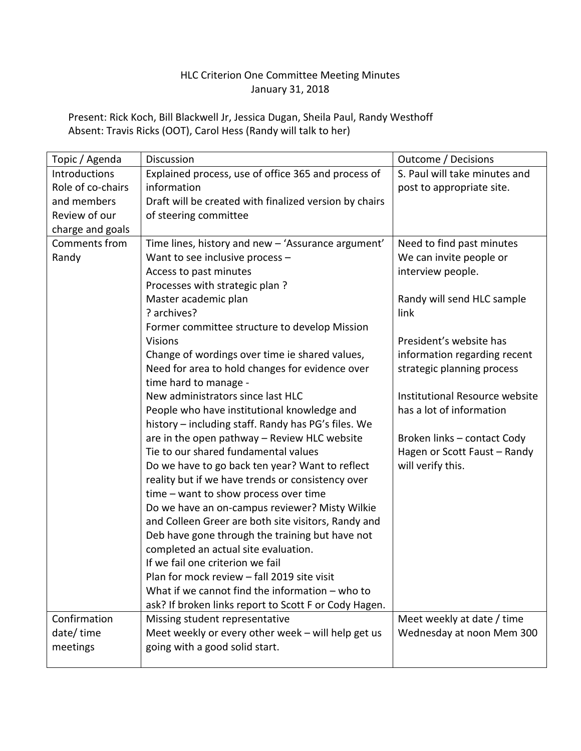# HLC Criterion One Committee Meeting Minutes

January 31, 2018

Present: Rick Koch, Bill Blackwell Jr, Jessica Dugan, Sheila Paul, Randy Westhoff
Absent: Travis Ricks (OOT), Carol Hess (Randy will talk to her)

| Topic / Agenda | Discussion | Outcome / Decisions |
|---|---|---|
| Introductions<br>Role of co-chairs and members<br>Review of our charge and goals | Explained process, use of office 365 and process of information<br>Draft will be created with finalized version by chairs of steering committee | S. Paul will take minutes and post to appropriate site. |
| Comments from Randy | Time lines, history and new – 'Assurance argument'<br>Want to see inclusive process –<br>Access to past minutes<br>Processes with strategic plan ?<br>Master academic plan<br>? archives?<br>Former committee structure to develop Mission Visions<br>Change of wordings over time ie shared values,<br>Need for area to hold changes for evidence over time hard to manage -<br>New administrators since last HLC<br>People who have institutional knowledge and history – including staff. Randy has PG's files. We are in the open pathway – Review HLC website<br>Tie to our shared fundamental values<br>Do we have to go back ten year? Want to reflect reality but if we have trends or consistency over time – want to show process over time<br>Do we have an on-campus reviewer? Misty Wilkie and Colleen Greer are both site visitors, Randy and Deb have gone through the training but have not completed an actual site evaluation.<br>If we fail one criterion we fail<br>Plan for mock review – fall 2019 site visit<br>What if we cannot find the information – who to ask? If broken links report to Scott F or Cody Hagen. | Need to find past minutes<br>We can invite people or interview people.<br><br>Randy will send HLC sample link<br><br>President's website has information regarding recent strategic planning process<br><br>Institutional Resource website has a lot of information<br><br>Broken links – contact Cody Hagen or Scott Faust – Randy will verify this. |
| Confirmation date/ time meetings | Missing student representative<br>Meet weekly or every other week – will help get us going with a good solid start. | Meet weekly at date / time Wednesday at noon Mem 300 |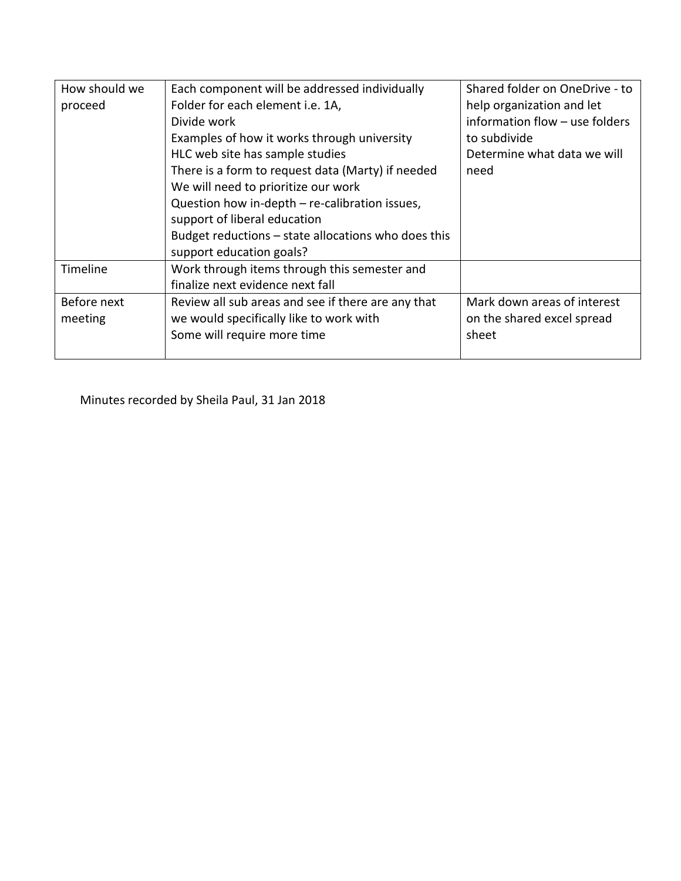| | | |
|---|---|---|
| How should we proceed | Each component will be addressed individually<br>Folder for each element i.e. 1A,<br>Divide work<br>Examples of how it works through university<br>HLC web site has sample studies<br>There is a form to request data (Marty) if needed<br>We will need to prioritize our work<br>Question how in-depth – re-calibration issues, support of liberal education<br>Budget reductions – state allocations who does this support education goals? | Shared folder on OneDrive - to help organization and let information flow – use folders to subdivide<br>Determine what data we will need |
| Timeline | Work through items through this semester and finalize next evidence next fall | |
| Before next meeting | Review all sub areas and see if there are any that we would specifically like to work with<br>Some will require more time | Mark down areas of interest on the shared excel spread sheet |

Minutes recorded by Sheila Paul, 31 Jan 2018